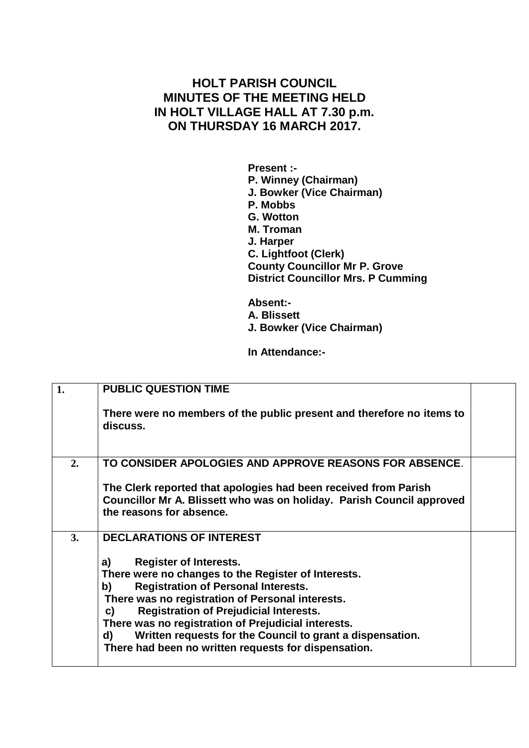# HOLT PARISH COUNCIL
# MINUTES OF THE MEETING HELD
# IN HOLT VILLAGE HALL AT 7.30 p.m.
# ON THURSDAY 16 MARCH 2017.

**Present :-**
**P. Winney (Chairman)**
**J. Bowker (Vice Chairman)**
**P. Mobbs**
**G. Wotton**
**M. Troman**
**J. Harper**
**C. Lightfoot (Clerk)**
**County Councillor Mr P. Grove**
**District Councillor Mrs. P Cumming**

**Absent:-**
**A. Blissett**
**J. Bowker (Vice Chairman)**

**In Attendance:-**

| | | |
|---|---|---|
| **1.** | **PUBLIC QUESTION TIME**<br><br>**There were no members of the public present and therefore no items to discuss.** | |
| **2.** | **TO CONSIDER APOLOGIES AND APPROVE REASONS FOR ABSENCE.**<br><br>**The Clerk reported that apologies had been received from Parish Councillor Mr A. Blissett who was on holiday. Parish Council approved the reasons for absence.** | |
| **3.** | **DECLARATIONS OF INTEREST**<br><br>**a) Register of Interests.**<br>**There were no changes to the Register of Interests.**<br>**b) Registration of Personal Interests.**<br>**There was no registration of Personal interests.**<br>**c) Registration of Prejudicial Interests.**<br>**There was no registration of Prejudicial interests.**<br>**d) Written requests for the Council to grant a dispensation.**<br>**There had been no written requests for dispensation.** | |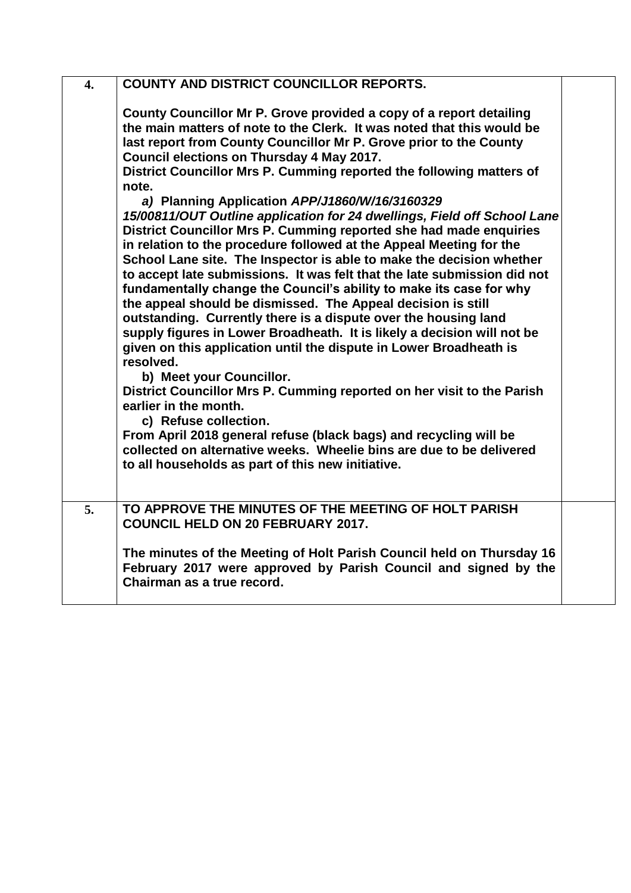| | | |
|---|---|---|
| **4.** | **COUNTY AND DISTRICT COUNCILLOR REPORTS.**<br><br>**County Councillor Mr P. Grove provided a copy of a report detailing the main matters of note to the Clerk. It was noted that this would be last report from County Councillor Mr P. Grove prior to the County Council elections on Thursday 4 May 2017.**<br>**District Councillor Mrs P. Cumming reported the following matters of note.**<br>***a) Planning Application APP/J1860/W/16/3160329***<br>***15/00811/OUT Outline application for 24 dwellings, Field off School Lane***<br>**District Councillor Mrs P. Cumming reported she had made enquiries in relation to the procedure followed at the Appeal Meeting for the School Lane site. The Inspector is able to make the decision whether to accept late submissions. It was felt that the late submission did not fundamentally change the Council's ability to make its case for why the appeal should be dismissed. The Appeal decision is still outstanding. Currently there is a dispute over the housing land supply figures in Lower Broadheath. It is likely a decision will not be given on this application until the dispute in Lower Broadheath is resolved.**<br>**b) Meet your Councillor.**<br>**District Councillor Mrs P. Cumming reported on her visit to the Parish earlier in the month.**<br>**c) Refuse collection.**<br>**From April 2018 general refuse (black bags) and recycling will be collected on alternative weeks. Wheelie bins are due to be delivered to all households as part of this new initiative.** | |
| **5.** | **TO APPROVE THE MINUTES OF THE MEETING OF HOLT PARISH COUNCIL HELD ON 20 FEBRUARY 2017.**<br><br>**The minutes of the Meeting of Holt Parish Council held on Thursday 16 February 2017 were approved by Parish Council and signed by the Chairman as a true record.** | |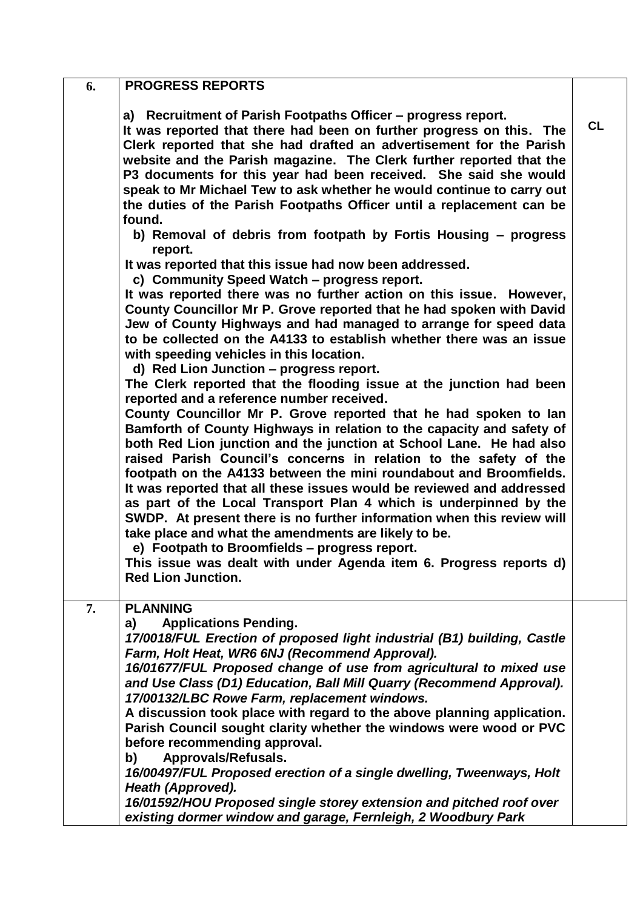| | | |
|---|---|---|
| **6.** | **PROGRESS REPORTS**<br><br>**a) Recruitment of Parish Footpaths Officer – progress report.**<br>**It was reported that there had been on further progress on this. The Clerk reported that she had drafted an advertisement for the Parish website and the Parish magazine. The Clerk further reported that the P3 documents for this year had been received. She said she would speak to Mr Michael Tew to ask whether he would continue to carry out the duties of the Parish Footpaths Officer until a replacement can be found.**<br>**b) Removal of debris from footpath by Fortis Housing – progress report.**<br>**It was reported that this issue had now been addressed.**<br>**c) Community Speed Watch – progress report.**<br>**It was reported there was no further action on this issue. However, County Councillor Mr P. Grove reported that he had spoken with David Jew of County Highways and had managed to arrange for speed data to be collected on the A4133 to establish whether there was an issue with speeding vehicles in this location.**<br>**d) Red Lion Junction – progress report.**<br>**The Clerk reported that the flooding issue at the junction had been reported and a reference number received.**<br>**County Councillor Mr P. Grove reported that he had spoken to Ian Bamforth of County Highways in relation to the capacity and safety of both Red Lion junction and the junction at School Lane. He had also raised Parish Council's concerns in relation to the safety of the footpath on the A4133 between the mini roundabout and Broomfields. It was reported that all these issues would be reviewed and addressed as part of the Local Transport Plan 4 which is underpinned by the SWDP. At present there is no further information when this review will take place and what the amendments are likely to be.**<br>**e) Footpath to Broomfields – progress report.**<br>**This issue was dealt with under Agenda item 6. Progress reports d) Red Lion Junction.** | **CL** |
| **7.** | **PLANNING**<br>**a) Applications Pending.**<br>***17/0018/FUL Erection of proposed light industrial (B1) building, Castle Farm, Holt Heat, WR6 6NJ (Recommend Approval).***<br>***16/01677/FUL Proposed change of use from agricultural to mixed use and Use Class (D1) Education, Ball Mill Quarry (Recommend Approval).***<br>***17/00132/LBC Rowe Farm, replacement windows.***<br>**A discussion took place with regard to the above planning application. Parish Council sought clarity whether the windows were wood or PVC before recommending approval.**<br>**b) Approvals/Refusals.**<br>***16/00497/FUL Proposed erection of a single dwelling, Tweenways, Holt Heath (Approved).***<br>***16/01592/HOU Proposed single storey extension and pitched roof over existing dormer window and garage, Fernleigh, 2 Woodbury Park*** | |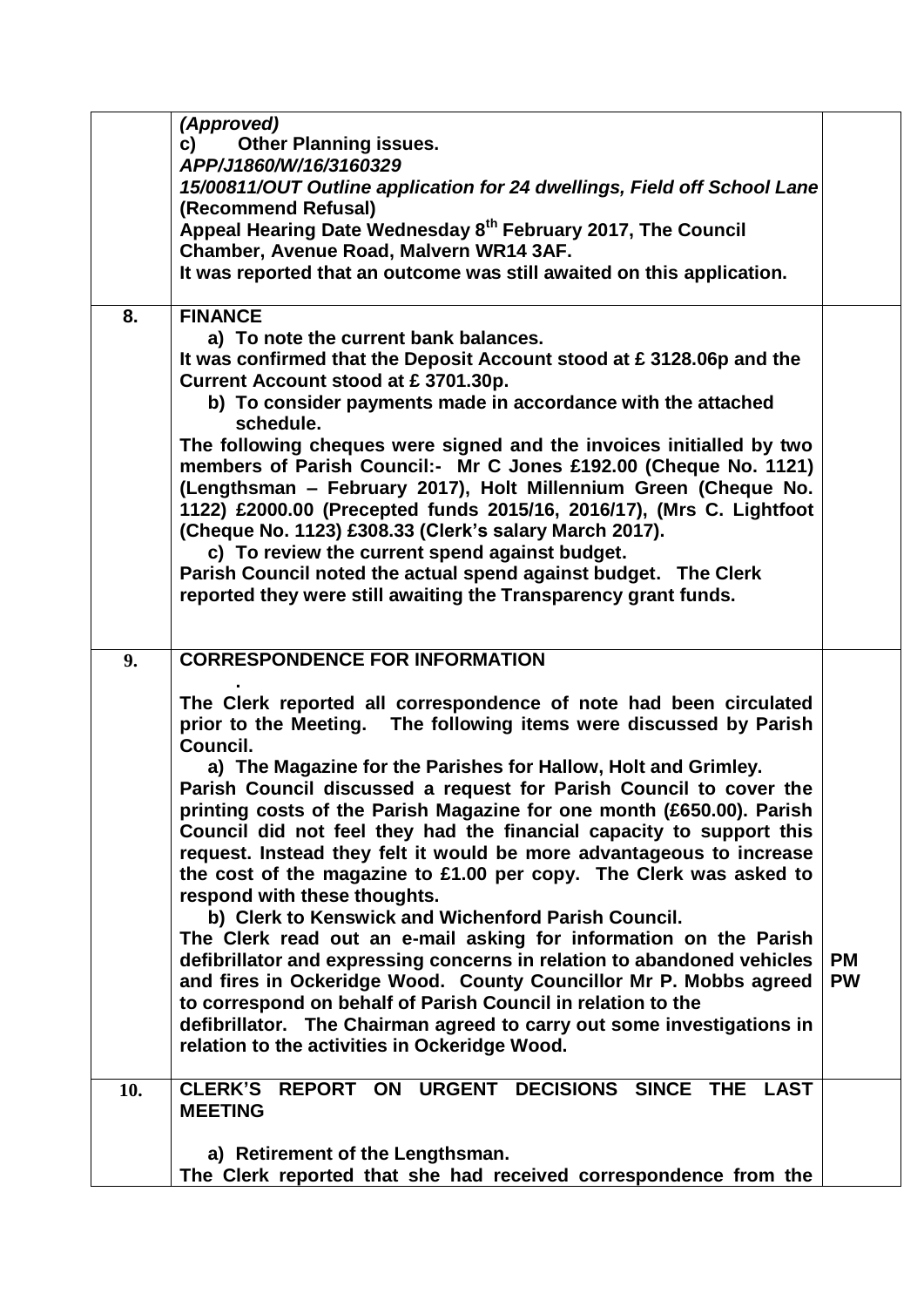| | | |
|---|---|---|
| | ***(Approved)*** **c) Other Planning issues.** ***APP/J1860/W/16/3160329*** ***15/00811/OUT Outline application for 24 dwellings, Field off School Lane*** **(Recommend Refusal)** **Appeal Hearing Date Wednesday 8th February 2017, The Council Chamber, Avenue Road, Malvern WR14 3AF.** **It was reported that an outcome was still awaited on this application.** | |
| **8.** | **FINANCE** **a) To note the current bank balances.** **It was confirmed that the Deposit Account stood at £ 3128.06p and the Current Account stood at £ 3701.30p.** **b) To consider payments made in accordance with the attached schedule.** **The following cheques were signed and the invoices initialled by two members of Parish Council:- Mr C Jones £192.00 (Cheque No. 1121) (Lengthsman – February 2017), Holt Millennium Green (Cheque No. 1122) £2000.00 (Precepted funds 2015/16, 2016/17), (Mrs C. Lightfoot (Cheque No. 1123) £308.33 (Clerk's salary March 2017).** **c) To review the current spend against budget.** **Parish Council noted the actual spend against budget. The Clerk reported they were still awaiting the Transparency grant funds.** | |
| **9.** | **CORRESPONDENCE FOR INFORMATION** **The Clerk reported all correspondence of note had been circulated prior to the Meeting. The following items were discussed by Parish Council.** **a) The Magazine for the Parishes for Hallow, Holt and Grimley.** **Parish Council discussed a request for Parish Council to cover the printing costs of the Parish Magazine for one month (£650.00). Parish Council did not feel they had the financial capacity to support this request. Instead they felt it would be more advantageous to increase the cost of the magazine to £1.00 per copy. The Clerk was asked to respond with these thoughts.** **b) Clerk to Kenswick and Wichenford Parish Council.** **The Clerk read out an e-mail asking for information on the Parish defibrillator and expressing concerns in relation to abandoned vehicles and fires in Ockeridge Wood. County Councillor Mr P. Mobbs agreed to correspond on behalf of Parish Council in relation to the defibrillator. The Chairman agreed to carry out some investigations in relation to the activities in Ockeridge Wood.** | **PM** **PW** |
| **10.** | **CLERK'S REPORT ON URGENT DECISIONS SINCE THE LAST MEETING** **a) Retirement of the Lengthsman.** **The Clerk reported that she had received correspondence from the** | |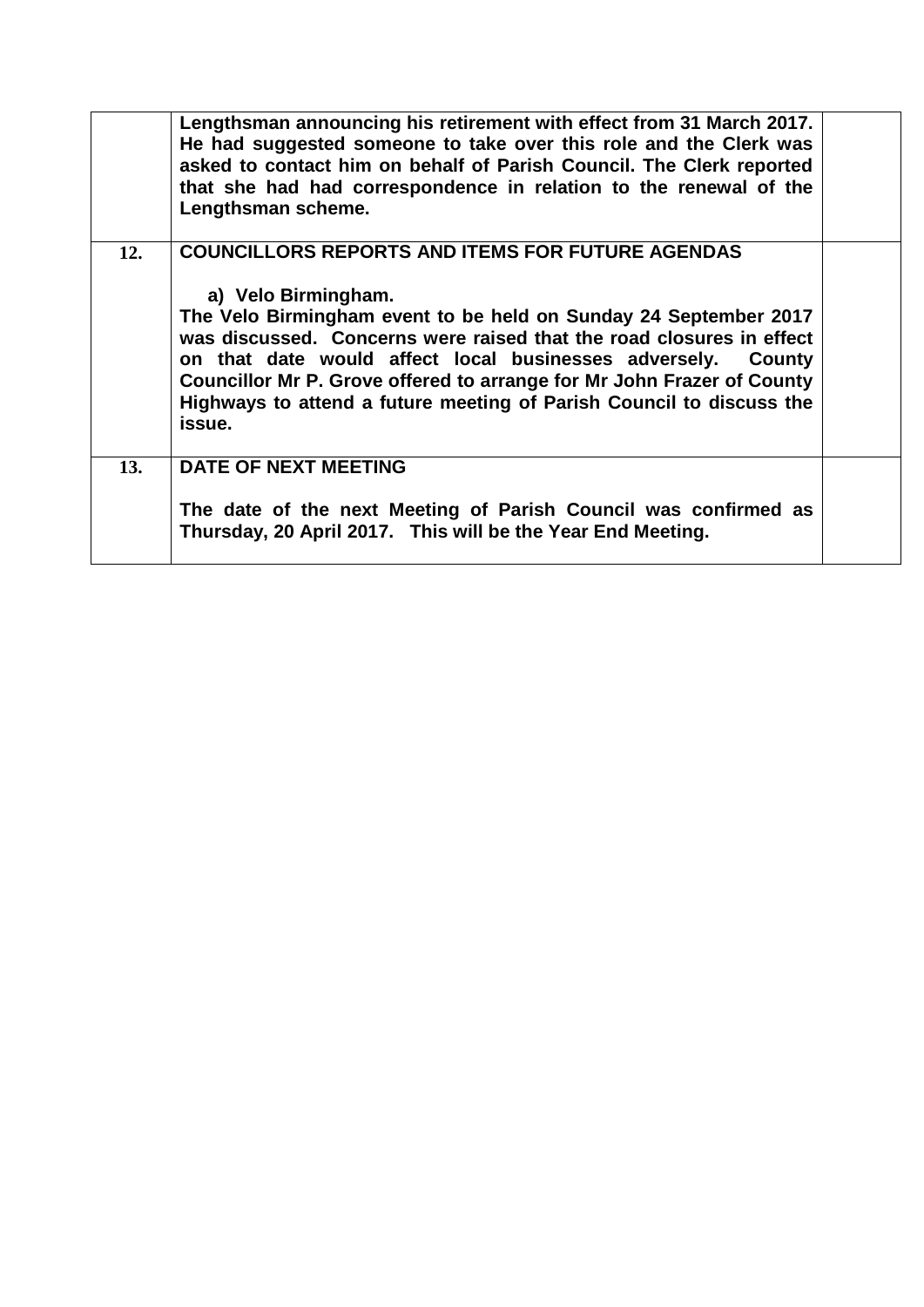| | | |
|---|---|---|
| | **Lengthsman announcing his retirement with effect from 31 March 2017. He had suggested someone to take over this role and the Clerk was asked to contact him on behalf of Parish Council. The Clerk reported that she had had correspondence in relation to the renewal of the Lengthsman scheme.** | |
| **12.** | **COUNCILLORS REPORTS AND ITEMS FOR FUTURE AGENDAS**<br><br>**a) Velo Birmingham.**<br>**The Velo Birmingham event to be held on Sunday 24 September 2017 was discussed. Concerns were raised that the road closures in effect on that date would affect local businesses adversely. County Councillor Mr P. Grove offered to arrange for Mr John Frazer of County Highways to attend a future meeting of Parish Council to discuss the issue.** | |
| **13.** | **DATE OF NEXT MEETING**<br><br>**The date of the next Meeting of Parish Council was confirmed as Thursday, 20 April 2017. This will be the Year End Meeting.** | |